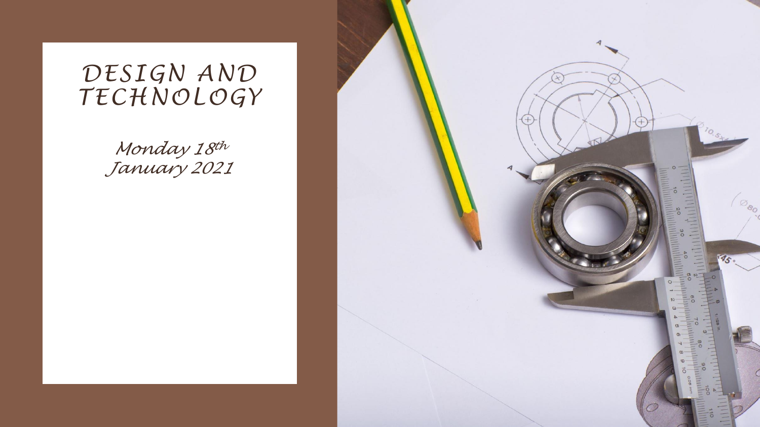# DESIGN AND TECHNOLOGY

*Monday 18th January 2021*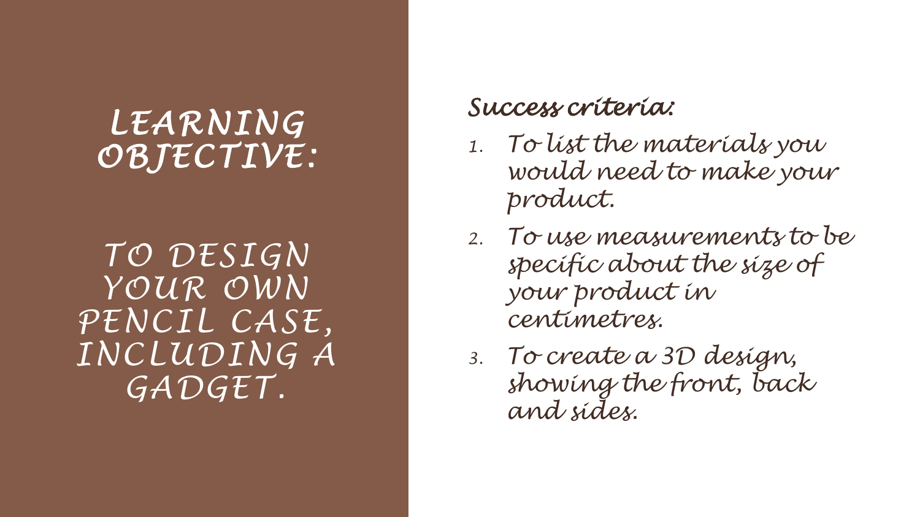# LEARNING OBJECTIVE:

TO DESIGN YOUR OWN PENCIL CASE, INCLUDING A GADGET.

## Success criteria:

1. To list the materials you would need to make your product.
2. To use measurements to be specific about the size of your product in centimetres.
3. To create a 3D design, showing the front, back and sides.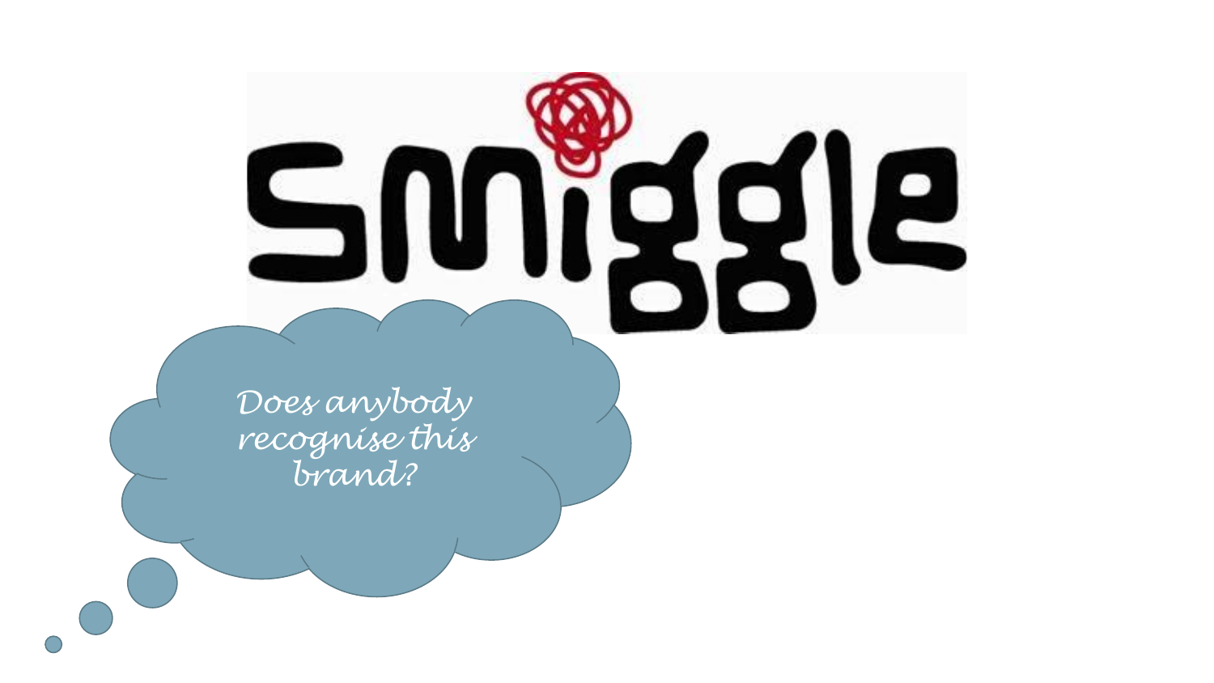Smiggle

*Does anybody recognise this brand?*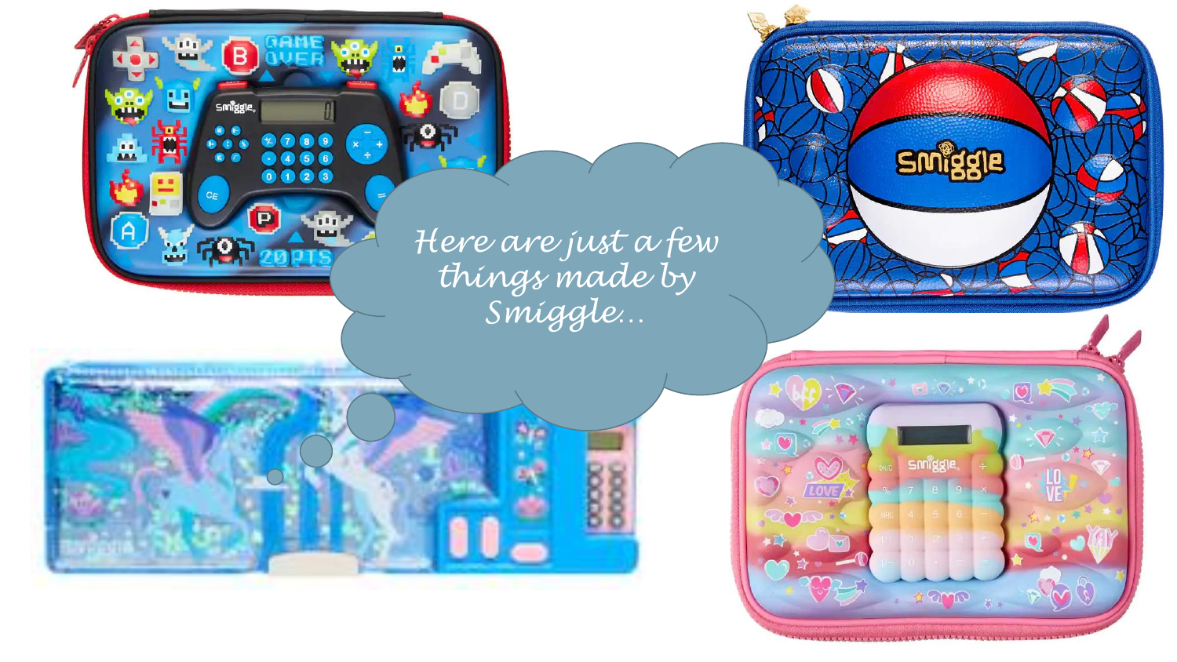Here are just a few things made by Smiggle…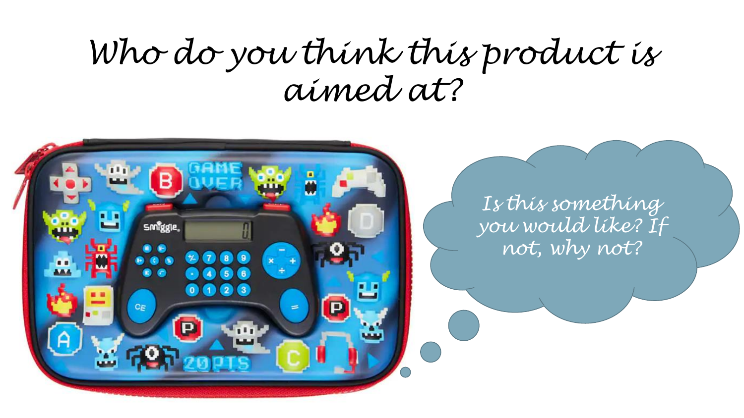# Who do you think this product is aimed at?

Is this something you would like? If not, why not?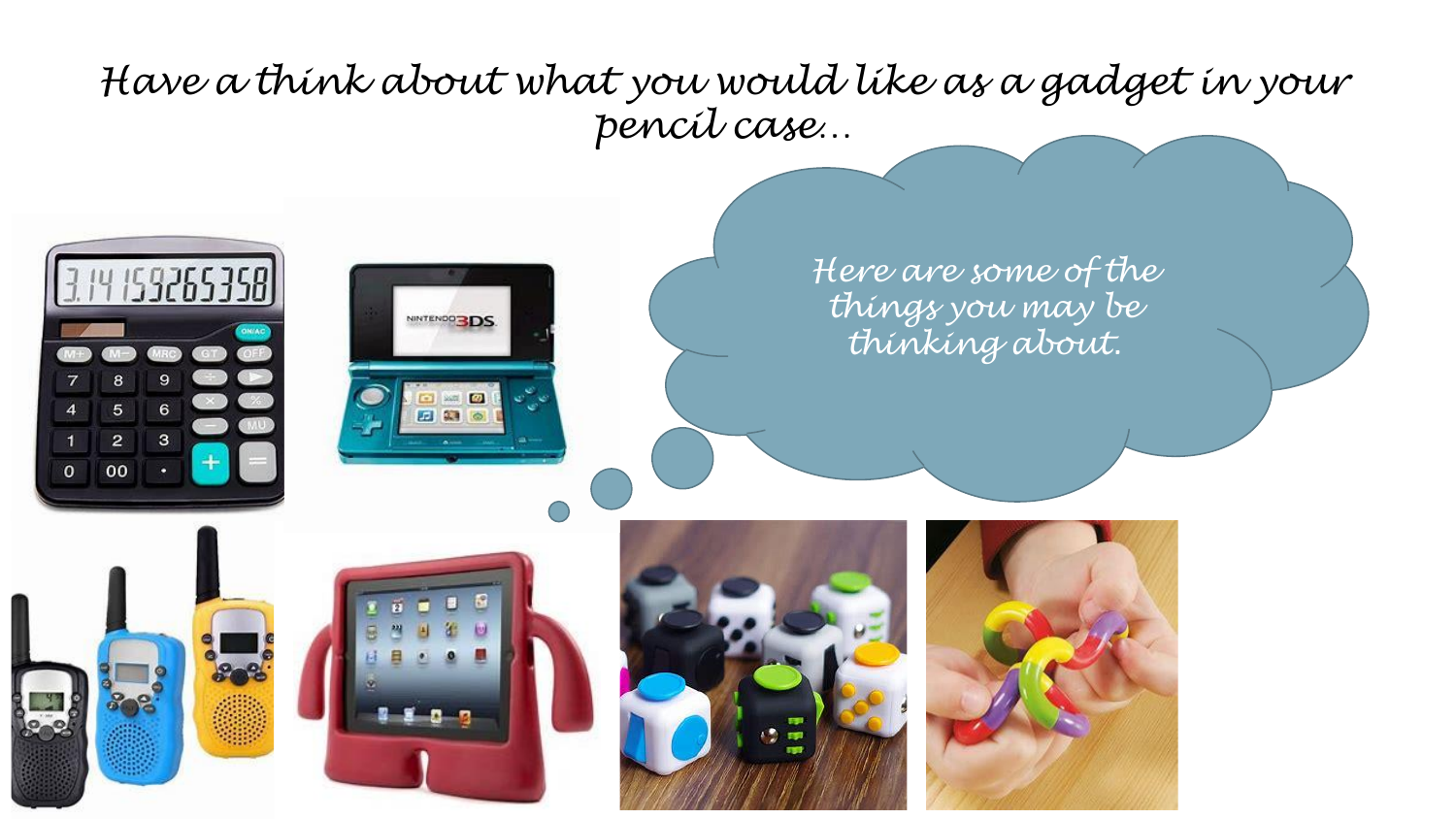# Have a think about what you would like as a gadget in your pencil case…

Here are some of the things you may be thinking about.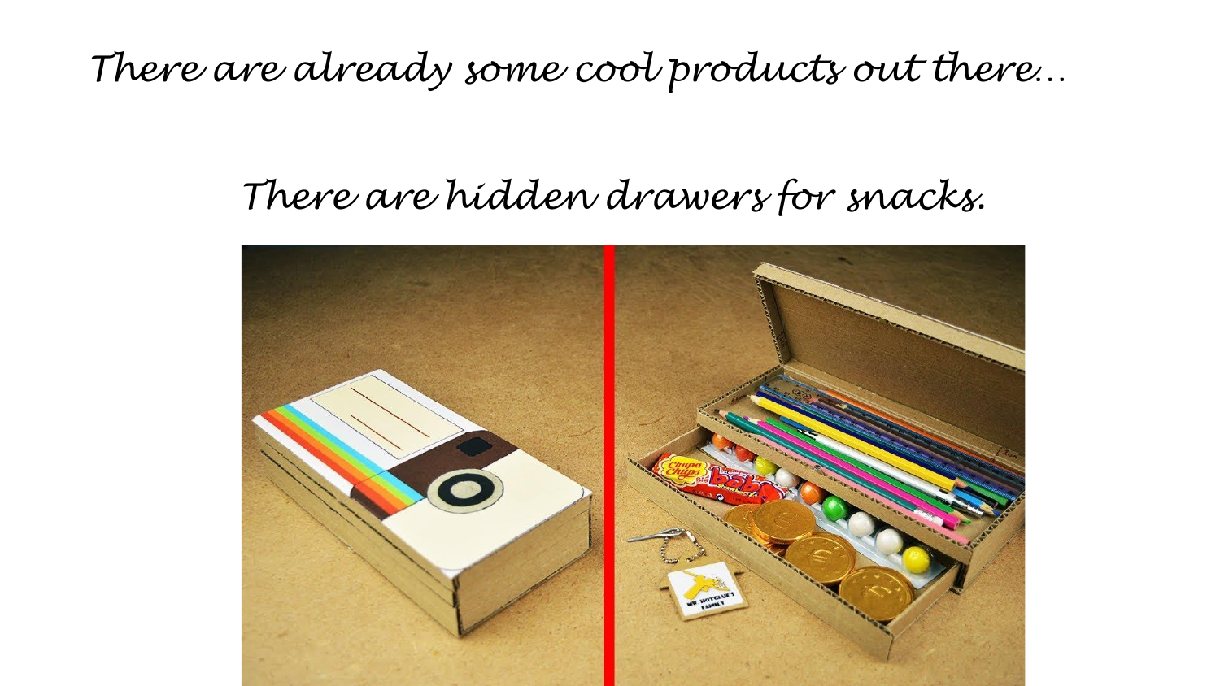*There are already some cool products out there…*

*There are hidden drawers for snacks.*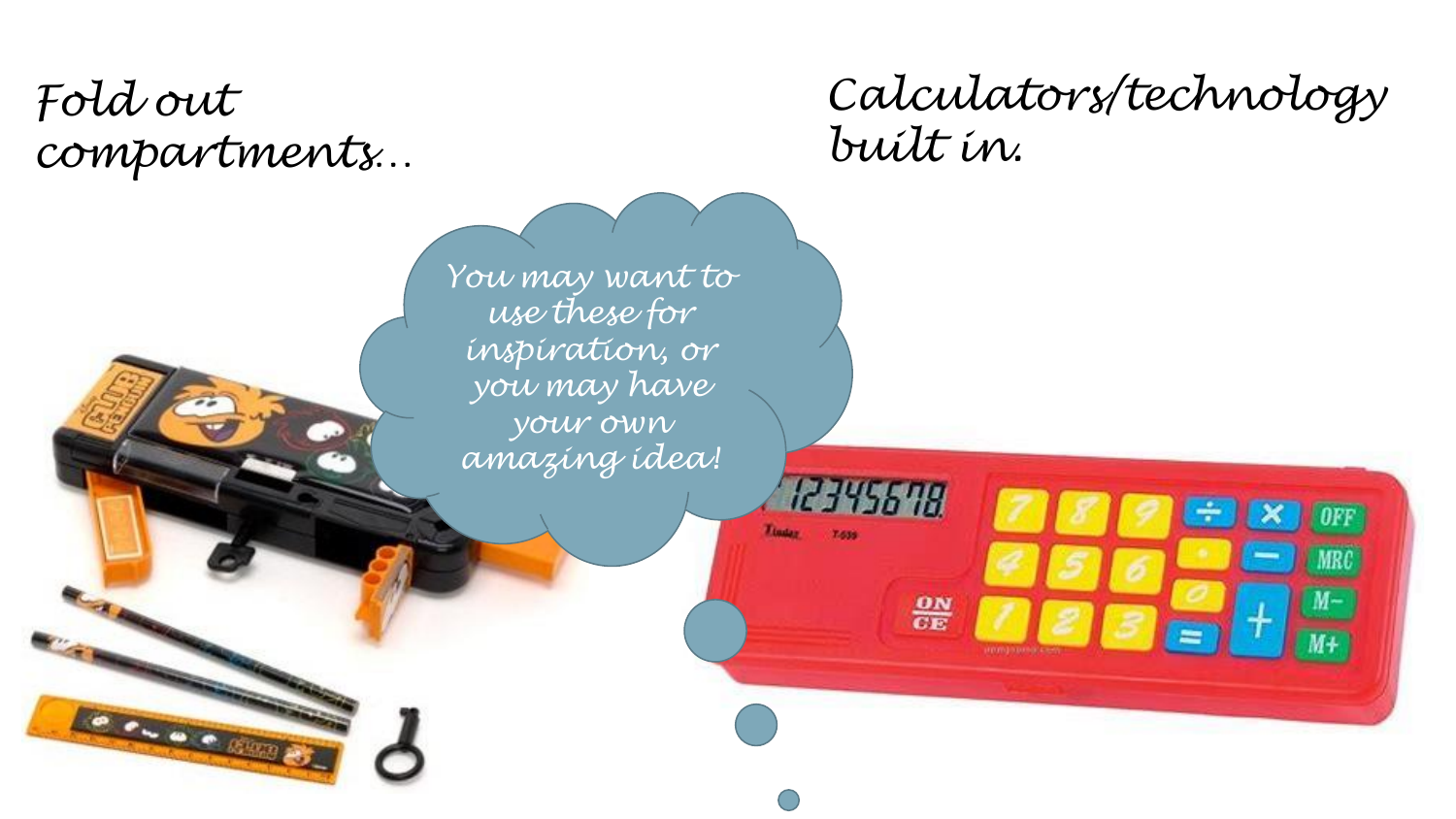Fold out compartments…

Calculators/technology built in.

You may want to use these for inspiration, or you may have your own amazing idea!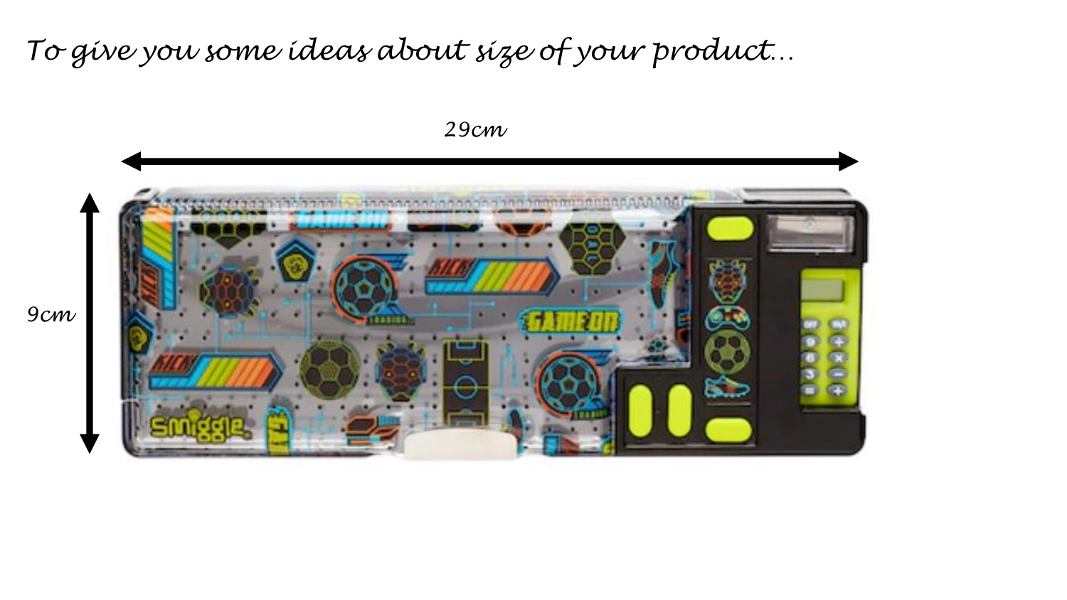*To give you some ideas about size of your product…*

29cm

9cm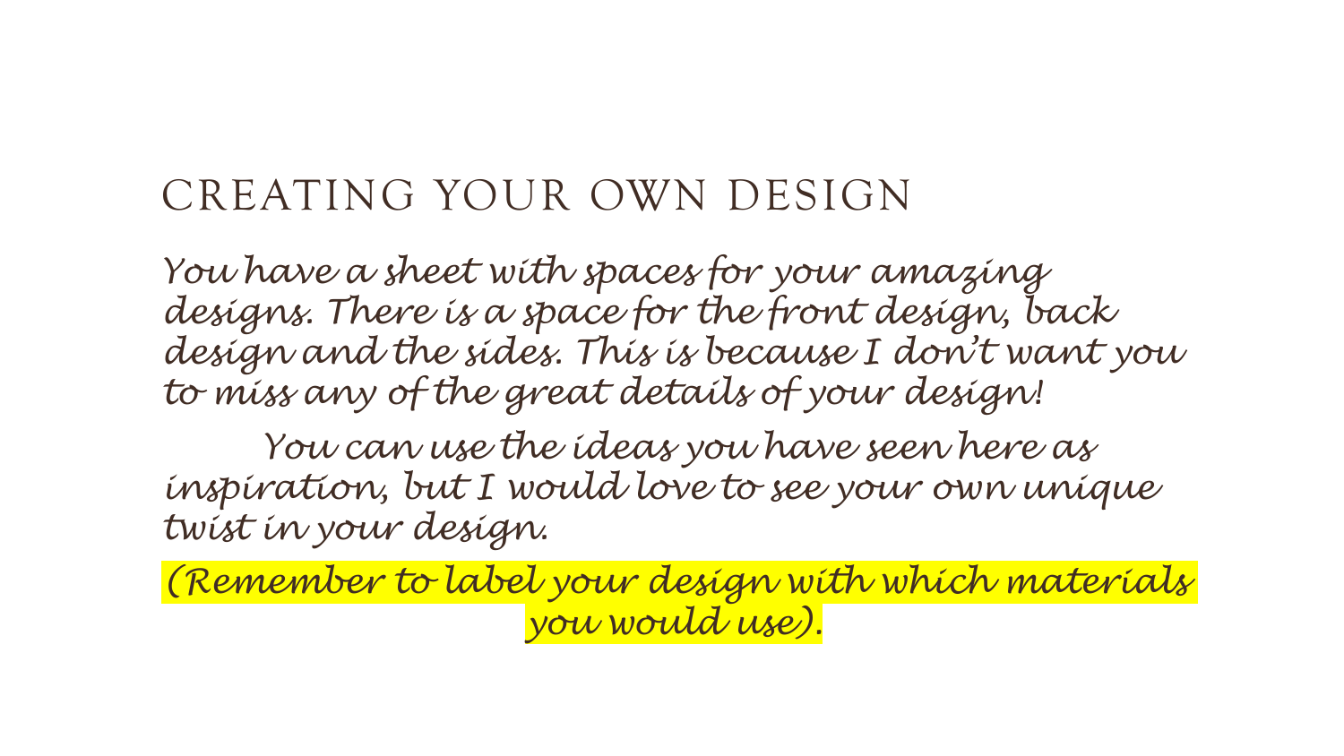# CREATING YOUR OWN DESIGN

*You have a sheet with spaces for your amazing designs. There is a space for the front design, back design and the sides. This is because I don't want you to miss any of the great details of your design!*

*You can use the ideas you have seen here as inspiration, but I would love to see your own unique twist in your design.*

*(Remember to label your design with which materials you would use).*